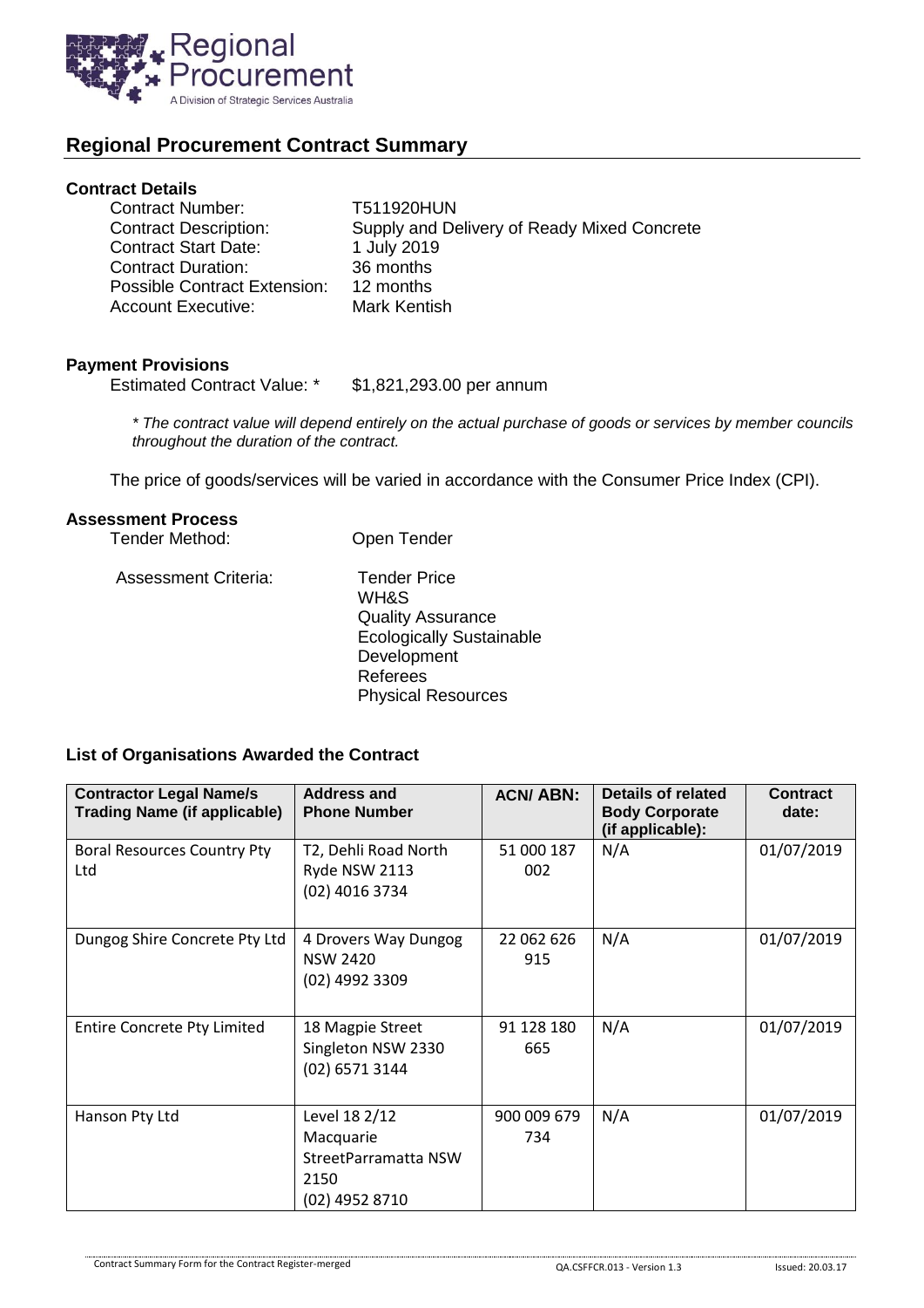# Regional Procurement Contract Summary

## Contract Details

| | |
|---|---|
| Contract Number: | T511920HUN |
| Contract Description: | Supply and Delivery of Ready Mixed Concrete |
| Contract Start Date: | 1 July 2019 |
| Contract Duration: | 36 months |
| Possible Contract Extension: | 12 months |
| Account Executive: | Mark Kentish |

## Payment Provisions

Estimated Contract Value: * $1,821,293.00 per annum

*\* The contract value will depend entirely on the actual purchase of goods or services by member councils throughout the duration of the contract.*

The price of goods/services will be varied in accordance with the Consumer Price Index (CPI).

## Assessment Process

Tender Method: Open Tender

Assessment Criteria:
- Tender Price
- WH&S
- Quality Assurance
- Ecologically Sustainable Development
- Referees
- Physical Resources

## List of Organisations Awarded the Contract

| Contractor Legal Name/s Trading Name (if applicable) | Address and Phone Number | ACN/ ABN: | Details of related Body Corporate (if applicable): | Contract date: |
|---|---|---|---|---|
| Boral Resources Country Pty Ltd | T2, Dehli Road North Ryde NSW 2113 (02) 4016 3734 | 51 000 187 002 | N/A | 01/07/2019 |
| Dungog Shire Concrete Pty Ltd | 4 Drovers Way Dungog NSW 2420 (02) 4992 3309 | 22 062 626 915 | N/A | 01/07/2019 |
| Entire Concrete Pty Limited | 18 Magpie Street Singleton NSW 2330 (02) 6571 3144 | 91 128 180 665 | N/A | 01/07/2019 |
| Hanson Pty Ltd | Level 18 2/12 Macquarie StreetParramatta NSW 2150 (02) 4952 8710 | 900 009 679 734 | N/A | 01/07/2019 |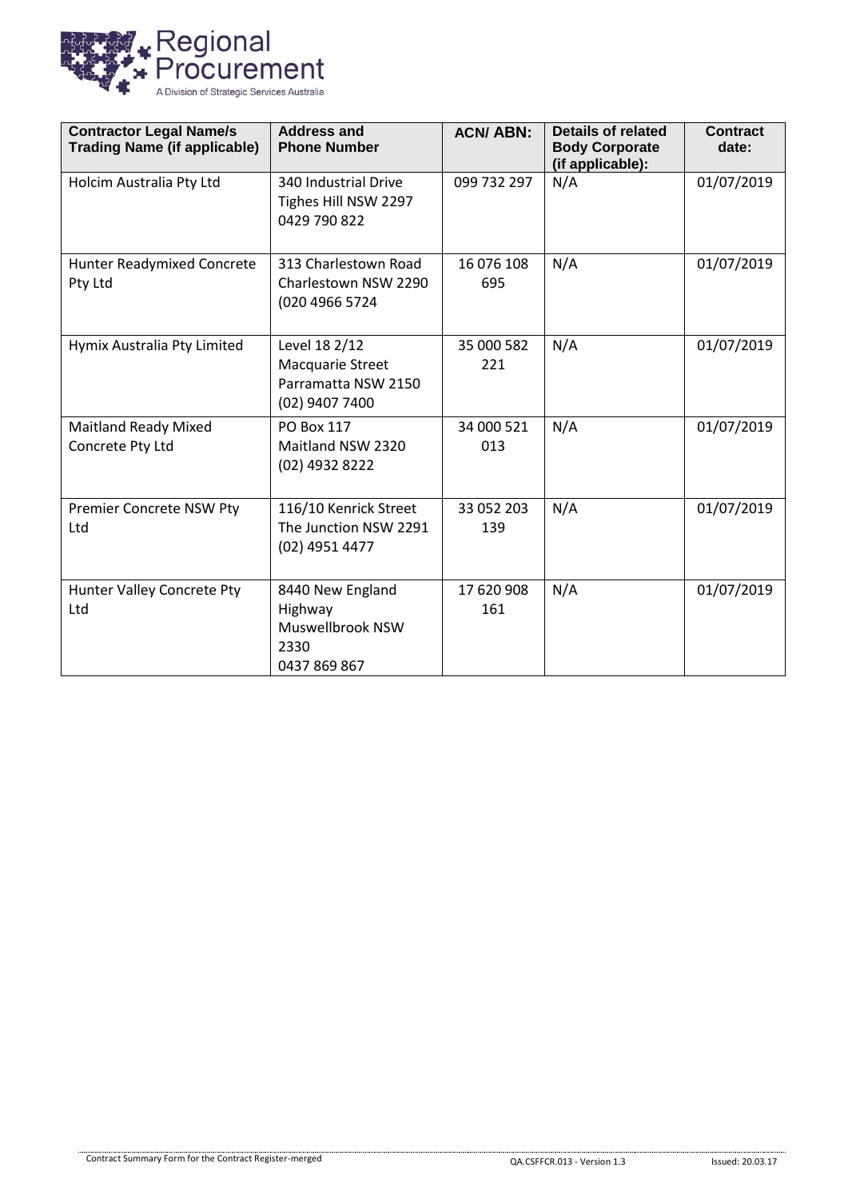| Contractor Legal Name/s Trading Name (if applicable) | Address and Phone Number | ACN/ ABN: | Details of related Body Corporate (if applicable): | Contract date: |
|---|---|---|---|---|
| Holcim Australia Pty Ltd | 340 Industrial Drive Tighes Hill NSW 2297 0429 790 822 | 099 732 297 | N/A | 01/07/2019 |
| Hunter Readymixed Concrete Pty Ltd | 313 Charlestown Road Charlestown NSW 2290 (020 4966 5724 | 16 076 108 695 | N/A | 01/07/2019 |
| Hymix Australia Pty Limited | Level 18 2/12 Macquarie Street Parramatta NSW 2150 (02) 9407 7400 | 35 000 582 221 | N/A | 01/07/2019 |
| Maitland Ready Mixed Concrete Pty Ltd | PO Box 117 Maitland NSW 2320 (02) 4932 8222 | 34 000 521 013 | N/A | 01/07/2019 |
| Premier Concrete NSW Pty Ltd | 116/10 Kenrick Street The Junction NSW 2291 (02) 4951 4477 | 33 052 203 139 | N/A | 01/07/2019 |
| Hunter Valley Concrete Pty Ltd | 8440 New England Highway Muswellbrook NSW 2330 0437 869 867 | 17 620 908 161 | N/A | 01/07/2019 |